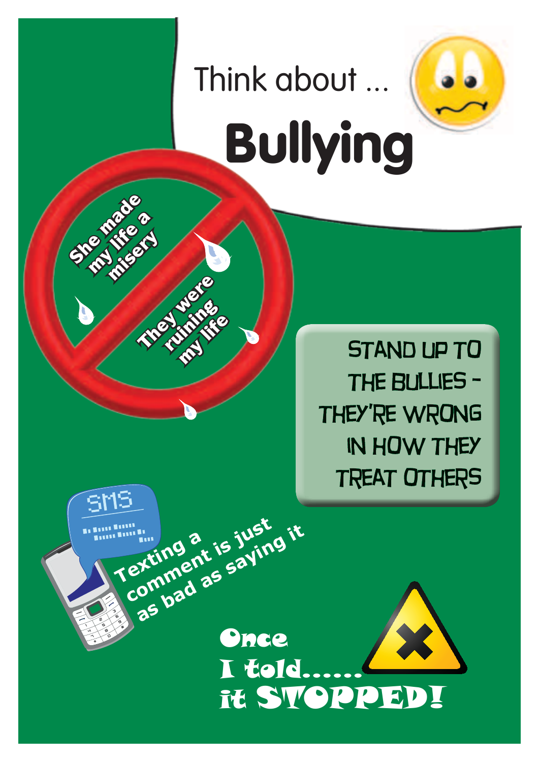Think about ...

# Bullying

She made my life a misery

They were ruining my life

STAND UP TO THE BULLIES – THEY'RE WRONG IN HOW THEY TREAT OTHERS

SMS

Texting a comment is just as bad as saying it

Once I told...... it STOPPED!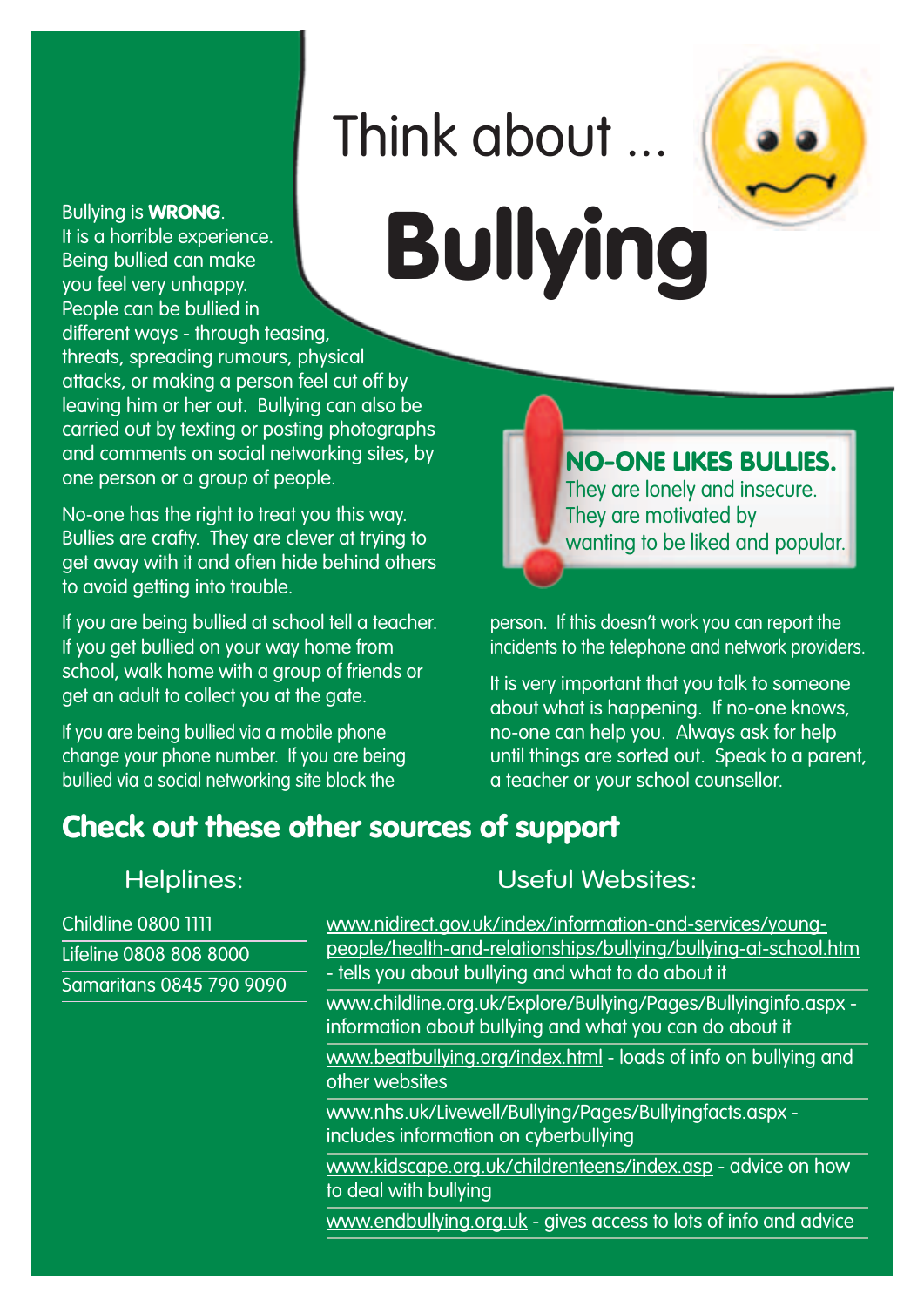# Think about ...

# Bullying

Bullying is **WRONG**. It is a horrible experience. Being bullied can make you feel very unhappy. People can be bullied in different ways - through teasing, threats, spreading rumours, physical attacks, or making a person feel cut off by leaving him or her out. Bullying can also be carried out by texting or posting photographs and comments on social networking sites, by one person or a group of people.

No-one has the right to treat you this way. Bullies are crafty. They are clever at trying to get away with it and often hide behind others to avoid getting into trouble.

If you are being bullied at school tell a teacher. If you get bullied on your way home from school, walk home with a group of friends or get an adult to collect you at the gate.

If you are being bullied via a mobile phone change your phone number. If you are being bullied via a social networking site block the person. If this doesn't work you can report the incidents to the telephone and network providers.

**NO-ONE LIKES BULLIES.**
They are lonely and insecure. They are motivated by wanting to be liked and popular.

It is very important that you talk to someone about what is happening. If no-one knows, no-one can help you. Always ask for help until things are sorted out. Speak to a parent, a teacher or your school counsellor.

## Check out these other sources of support

### Helplines:

- Childline 0800 1111
- Lifeline 0808 808 8000
- Samaritans 0845 790 9090

### Useful Websites:

- www.nidirect.gov.uk/index/information-and-services/young-people/health-and-relationships/bullying/bullying-at-school.htm - tells you about bullying and what to do about it
- www.childline.org.uk/Explore/Bullying/Pages/Bullyinginfo.aspx - information about bullying and what you can do about it
- www.beatbullying.org/index.html - loads of info on bullying and other websites
- www.nhs.uk/Livewell/Bullying/Pages/Bullyingfacts.aspx - includes information on cyberbullying
- www.kidscape.org.uk/childrenteens/index.asp - advice on how to deal with bullying
- www.endbullying.org.uk - gives access to lots of info and advice